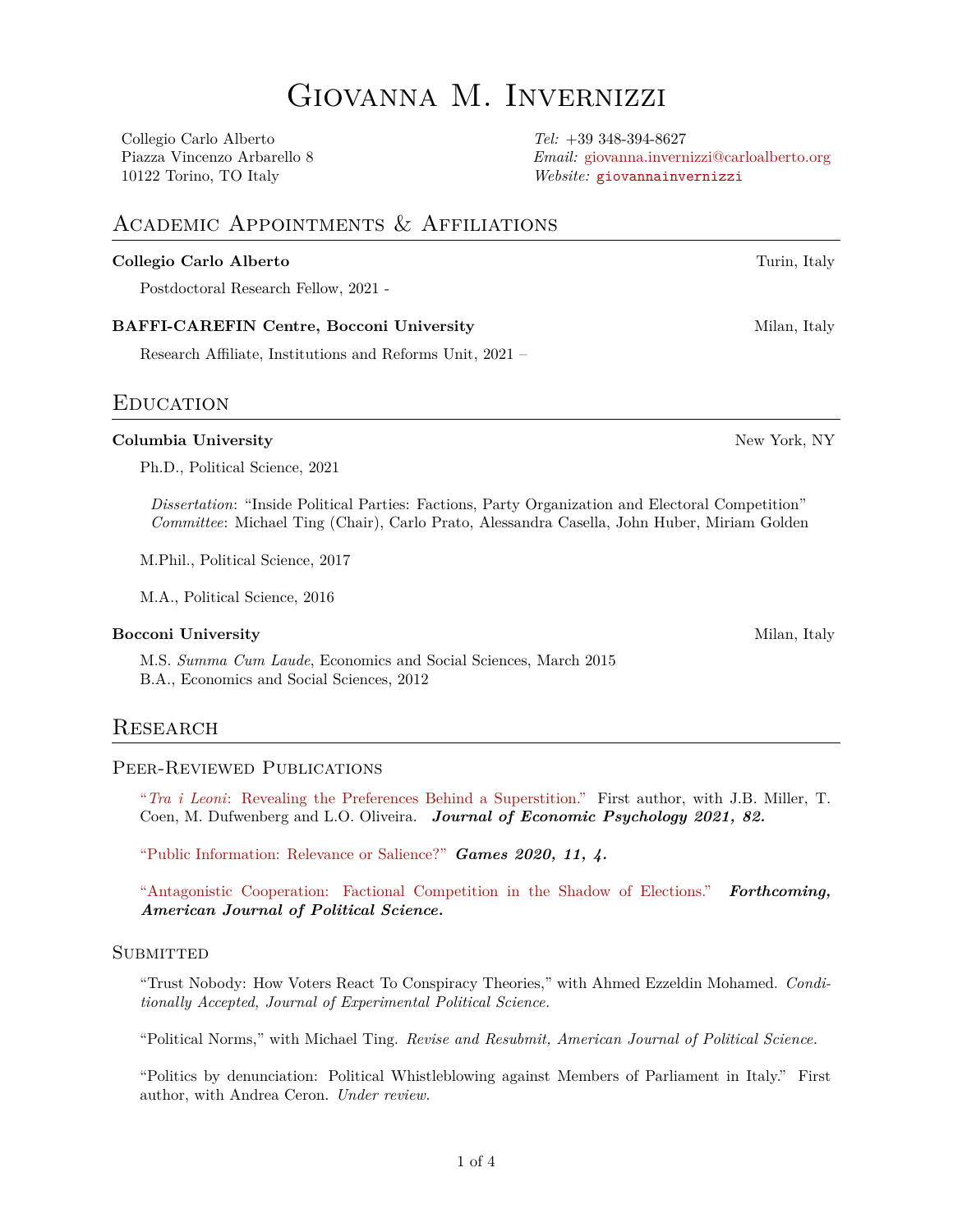# Giovanna M. Invernizzi

Collegio Carlo Alberto
Piazza Vincenzo Arbarello 8
10122 Torino, TO Italy

*Tel:* +39 348-394-8627
*Email:* giovanna.invernizzi@carloalberto.org
*Website:* giovannainvernizzi

## Academic Appointments & Affiliations

**Collegio Carlo Alberto** — Turin, Italy

Postdoctoral Research Fellow, 2021 -

**BAFFI-CAREFIN Centre, Bocconi University** — Milan, Italy

Research Affiliate, Institutions and Reforms Unit, 2021 –

## Education

**Columbia University** — New York, NY

Ph.D., Political Science, 2021

*Dissertation*: "Inside Political Parties: Factions, Party Organization and Electoral Competition"
*Committee*: Michael Ting (Chair), Carlo Prato, Alessandra Casella, John Huber, Miriam Golden

M.Phil., Political Science, 2017

M.A., Political Science, 2016

**Bocconi University** — Milan, Italy

M.S. *Summa Cum Laude*, Economics and Social Sciences, March 2015
B.A., Economics and Social Sciences, 2012

## Research

### Peer-Reviewed Publications

"*Tra i Leoni*: Revealing the Preferences Behind a Superstition." First author, with J.B. Miller, T. Coen, M. Dufwenberg and L.O. Oliveira. ***Journal of Economic Psychology 2021, 82.***

"Public Information: Relevance or Salience?" ***Games 2020, 11, 4.***

"Antagonistic Cooperation: Factional Competition in the Shadow of Elections." ***Forthcoming, American Journal of Political Science.***

### Submitted

"Trust Nobody: How Voters React To Conspiracy Theories," with Ahmed Ezzeldin Mohamed. *Conditionally Accepted, Journal of Experimental Political Science.*

"Political Norms," with Michael Ting. *Revise and Resubmit, American Journal of Political Science.*

"Politics by denunciation: Political Whistleblowing against Members of Parliament in Italy." First author, with Andrea Ceron. *Under review.*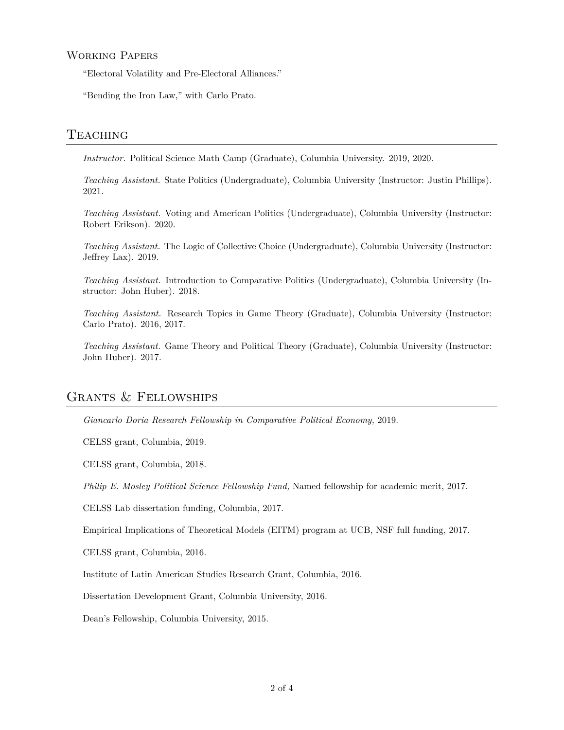### Working Papers

"Electoral Volatility and Pre-Electoral Alliances."

"Bending the Iron Law," with Carlo Prato.

## Teaching

*Instructor.* Political Science Math Camp (Graduate), Columbia University. 2019, 2020.

*Teaching Assistant.* State Politics (Undergraduate), Columbia University (Instructor: Justin Phillips). 2021.

*Teaching Assistant.* Voting and American Politics (Undergraduate), Columbia University (Instructor: Robert Erikson). 2020.

*Teaching Assistant.* The Logic of Collective Choice (Undergraduate), Columbia University (Instructor: Jeffrey Lax). 2019.

*Teaching Assistant.* Introduction to Comparative Politics (Undergraduate), Columbia University (Instructor: John Huber). 2018.

*Teaching Assistant.* Research Topics in Game Theory (Graduate), Columbia University (Instructor: Carlo Prato). 2016, 2017.

*Teaching Assistant.* Game Theory and Political Theory (Graduate), Columbia University (Instructor: John Huber). 2017.

## Grants & Fellowships

*Giancarlo Doria Research Fellowship in Comparative Political Economy,* 2019.

CELSS grant, Columbia, 2019.

CELSS grant, Columbia, 2018.

*Philip E. Mosley Political Science Fellowship Fund,* Named fellowship for academic merit, 2017.

CELSS Lab dissertation funding, Columbia, 2017.

Empirical Implications of Theoretical Models (EITM) program at UCB, NSF full funding, 2017.

CELSS grant, Columbia, 2016.

Institute of Latin American Studies Research Grant, Columbia, 2016.

Dissertation Development Grant, Columbia University, 2016.

Dean's Fellowship, Columbia University, 2015.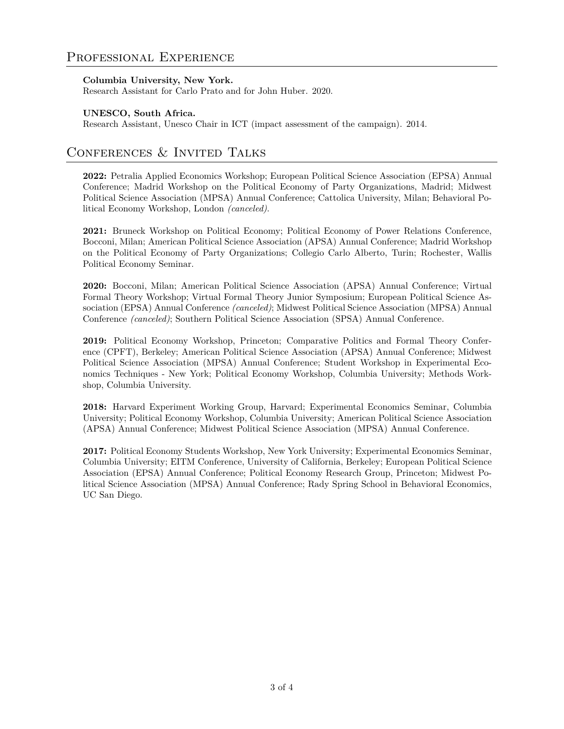## Professional Experience

**Columbia University, New York.**
Research Assistant for Carlo Prato and for John Huber. 2020.

**UNESCO, South Africa.**
Research Assistant, Unesco Chair in ICT (impact assessment of the campaign). 2014.

## Conferences & Invited Talks

**2022:** Petralia Applied Economics Workshop; European Political Science Association (EPSA) Annual Conference; Madrid Workshop on the Political Economy of Party Organizations, Madrid; Midwest Political Science Association (MPSA) Annual Conference; Cattolica University, Milan; Behavioral Political Economy Workshop, London *(canceled)*.

**2021:** Bruneck Workshop on Political Economy; Political Economy of Power Relations Conference, Bocconi, Milan; American Political Science Association (APSA) Annual Conference; Madrid Workshop on the Political Economy of Party Organizations; Collegio Carlo Alberto, Turin; Rochester, Wallis Political Economy Seminar.

**2020:** Bocconi, Milan; American Political Science Association (APSA) Annual Conference; Virtual Formal Theory Workshop; Virtual Formal Theory Junior Symposium; European Political Science Association (EPSA) Annual Conference *(canceled)*; Midwest Political Science Association (MPSA) Annual Conference *(canceled)*; Southern Political Science Association (SPSA) Annual Conference.

**2019:** Political Economy Workshop, Princeton; Comparative Politics and Formal Theory Conference (CPFT), Berkeley; American Political Science Association (APSA) Annual Conference; Midwest Political Science Association (MPSA) Annual Conference; Student Workshop in Experimental Economics Techniques - New York; Political Economy Workshop, Columbia University; Methods Workshop, Columbia University.

**2018:** Harvard Experiment Working Group, Harvard; Experimental Economics Seminar, Columbia University; Political Economy Workshop, Columbia University; American Political Science Association (APSA) Annual Conference; Midwest Political Science Association (MPSA) Annual Conference.

**2017:** Political Economy Students Workshop, New York University; Experimental Economics Seminar, Columbia University; EITM Conference, University of California, Berkeley; European Political Science Association (EPSA) Annual Conference; Political Economy Research Group, Princeton; Midwest Political Science Association (MPSA) Annual Conference; Rady Spring School in Behavioral Economics, UC San Diego.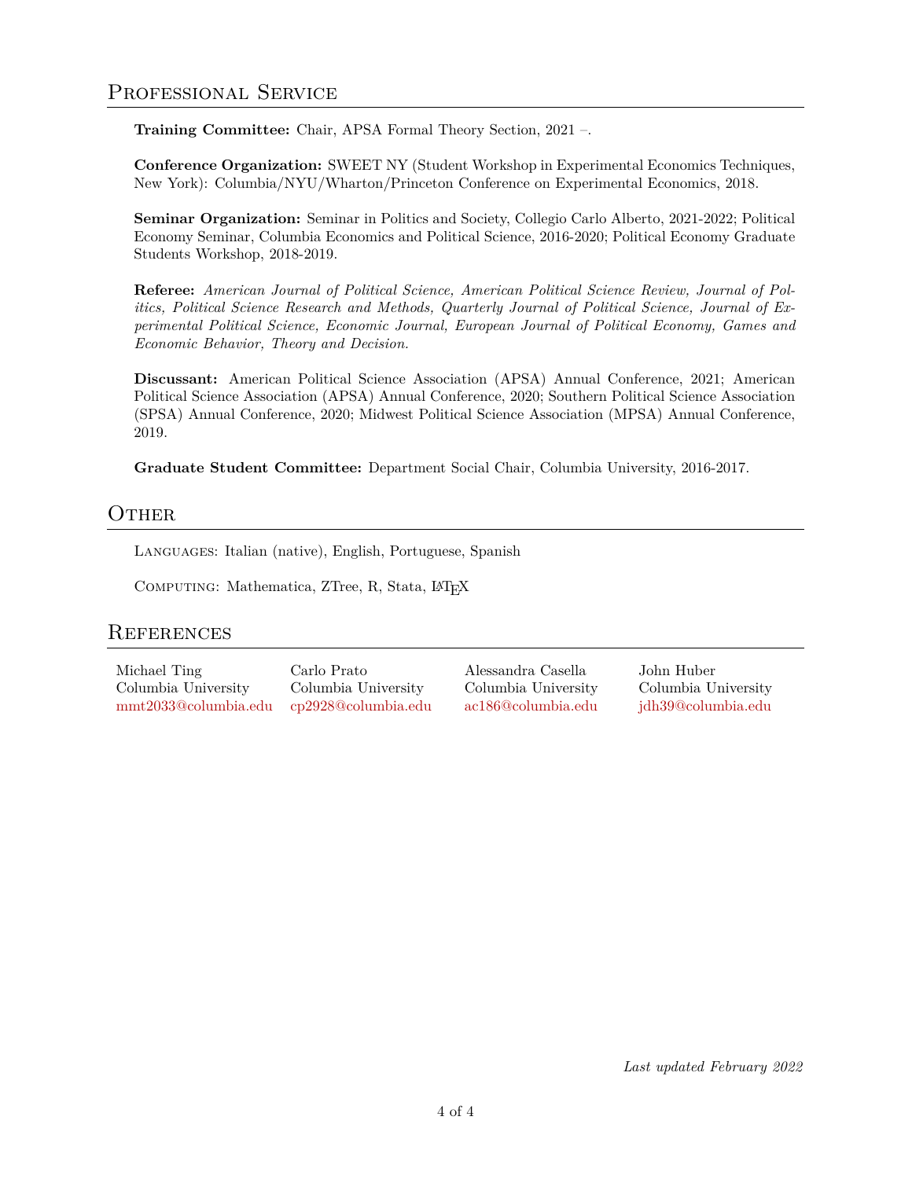## Professional Service

**Training Committee:** Chair, APSA Formal Theory Section, 2021 –.

**Conference Organization:** SWEET NY (Student Workshop in Experimental Economics Techniques, New York): Columbia/NYU/Wharton/Princeton Conference on Experimental Economics, 2018.

**Seminar Organization:** Seminar in Politics and Society, Collegio Carlo Alberto, 2021-2022; Political Economy Seminar, Columbia Economics and Political Science, 2016-2020; Political Economy Graduate Students Workshop, 2018-2019.

**Referee:** *American Journal of Political Science, American Political Science Review, Journal of Politics, Political Science Research and Methods, Quarterly Journal of Political Science, Journal of Experimental Political Science, Economic Journal, European Journal of Political Economy, Games and Economic Behavior, Theory and Decision.*

**Discussant:** American Political Science Association (APSA) Annual Conference, 2021; American Political Science Association (APSA) Annual Conference, 2020; Southern Political Science Association (SPSA) Annual Conference, 2020; Midwest Political Science Association (MPSA) Annual Conference, 2019.

**Graduate Student Committee:** Department Social Chair, Columbia University, 2016-2017.

## Other

Languages: Italian (native), English, Portuguese, Spanish

Computing: Mathematica, ZTree, R, Stata, LaTeX

## References

| | | | |
|---|---|---|---|
| Michael Ting | Carlo Prato | Alessandra Casella | John Huber |
| Columbia University | Columbia University | Columbia University | Columbia University |
| mmt2033@columbia.edu | cp2928@columbia.edu | ac186@columbia.edu | jdh39@columbia.edu |

*Last updated February 2022*